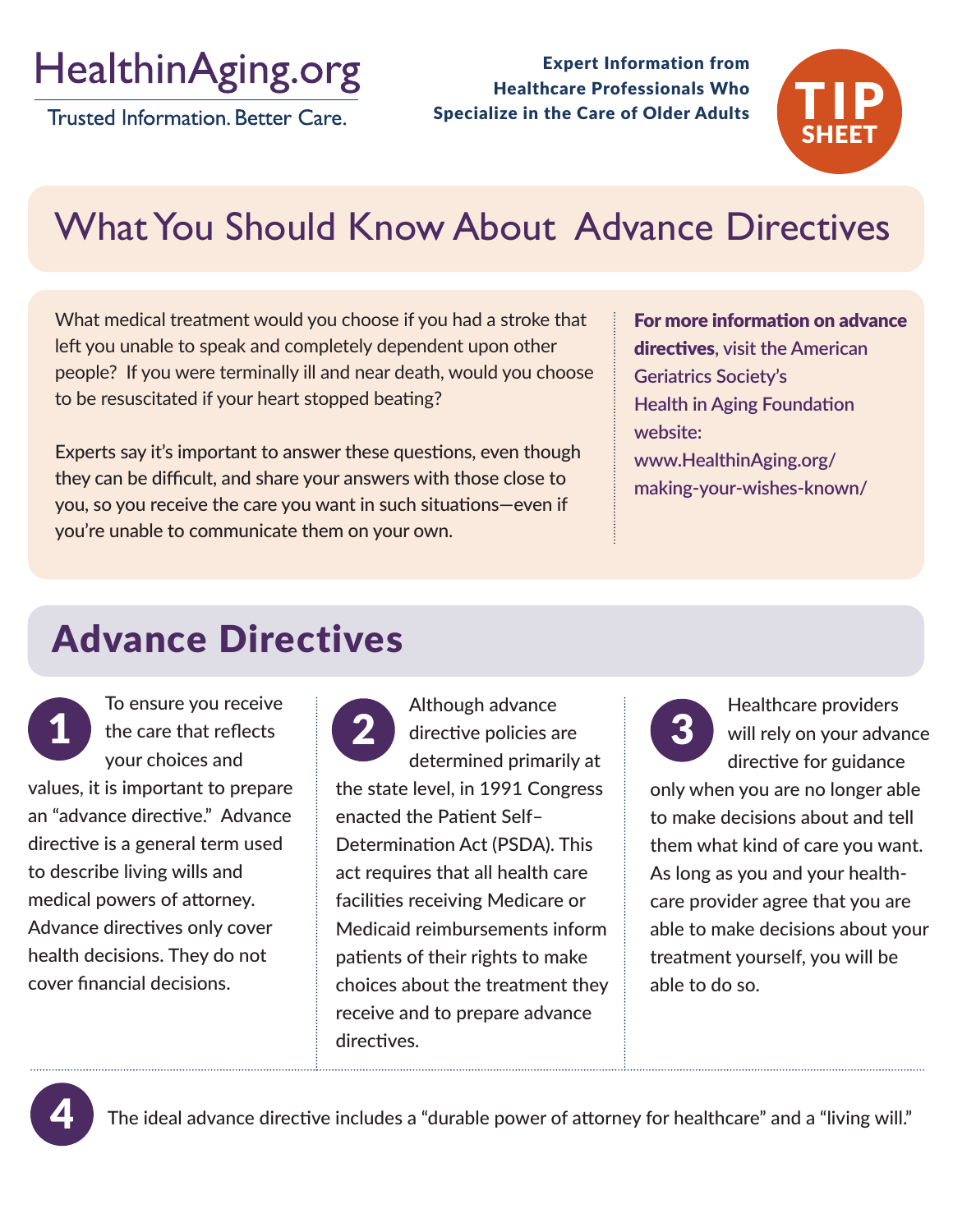HealthinAging.org

Trusted Information. Better Care.

**Expert Information from Healthcare Professionals Who Specialize in the Care of Older Adults**

TIP SHEET

# What You Should Know About Advance Directives

What medical treatment would you choose if you had a stroke that left you unable to speak and completely dependent upon other people? If you were terminally ill and near death, would you choose to be resuscitated if your heart stopped beating?

Experts say it's important to answer these questions, even though they can be difficult, and share your answers with those close to you, so you receive the care you want in such situations—even if you're unable to communicate them on your own.

**For more information on advance directives**, visit the American Geriatrics Society's Health in Aging Foundation website: www.HealthinAging.org/making-your-wishes-known/

## Advance Directives

**1** To ensure you receive the care that reflects your choices and values, it is important to prepare an "advance directive." Advance directive is a general term used to describe living wills and medical powers of attorney. Advance directives only cover health decisions. They do not cover financial decisions.

**2** Although advance directive policies are determined primarily at the state level, in 1991 Congress enacted the Patient Self–Determination Act (PSDA). This act requires that all health care facilities receiving Medicare or Medicaid reimbursements inform patients of their rights to make choices about the treatment they receive and to prepare advance directives.

**3** Healthcare providers will rely on your advance directive for guidance only when you are no longer able to make decisions about and tell them what kind of care you want. As long as you and your health-care provider agree that you are able to make decisions about your treatment yourself, you will be able to do so.

**4** The ideal advance directive includes a "durable power of attorney for healthcare" and a "living will."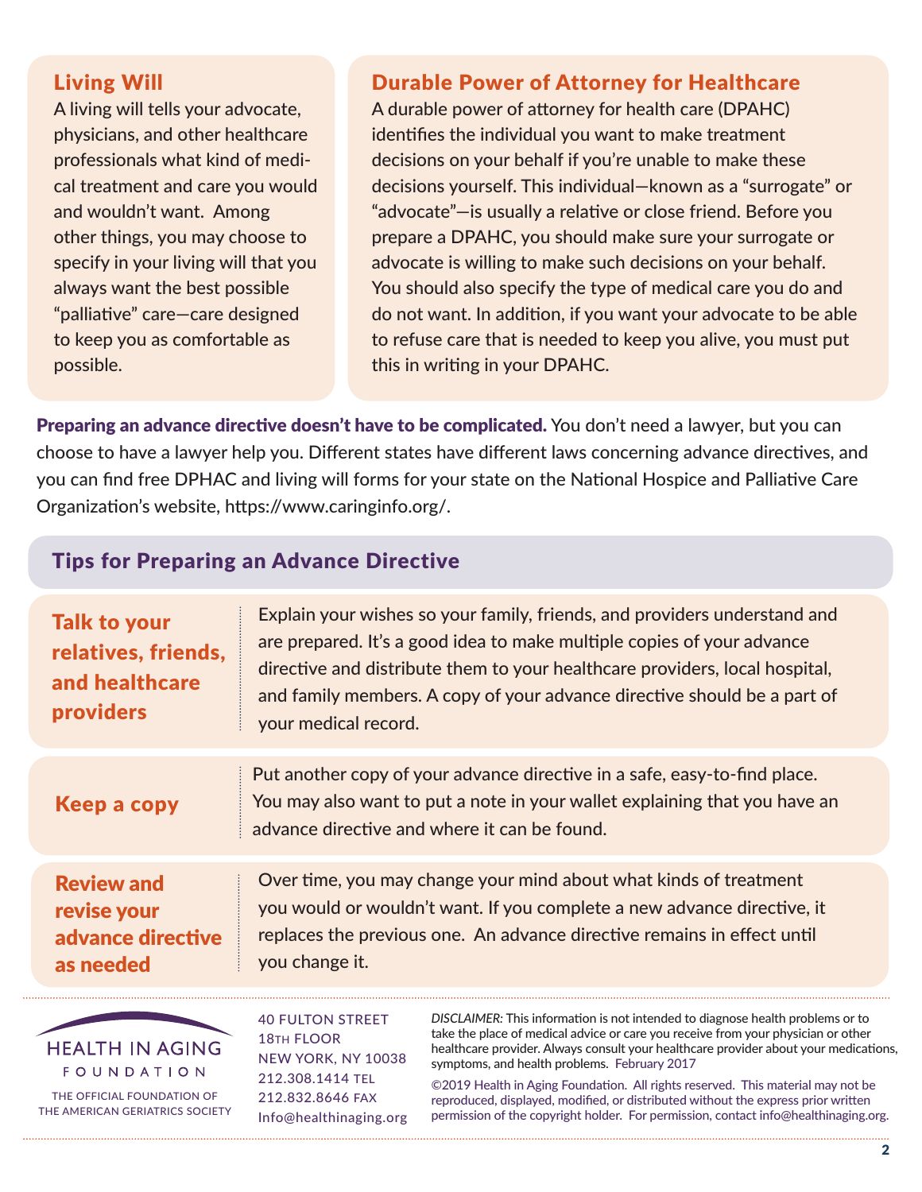## Living Will

A living will tells your advocate, physicians, and other healthcare professionals what kind of medical treatment and care you would and wouldn't want. Among other things, you may choose to specify in your living will that you always want the best possible "palliative" care—care designed to keep you as comfortable as possible.

## Durable Power of Attorney for Healthcare

A durable power of attorney for health care (DPAHC) identifies the individual you want to make treatment decisions on your behalf if you're unable to make these decisions yourself. This individual—known as a "surrogate" or "advocate"—is usually a relative or close friend. Before you prepare a DPAHC, you should make sure your surrogate or advocate is willing to make such decisions on your behalf. You should also specify the type of medical care you do and do not want. In addition, if you want your advocate to be able to refuse care that is needed to keep you alive, you must put this in writing in your DPAHC.

**Preparing an advance directive doesn't have to be complicated.** You don't need a lawyer, but you can choose to have a lawyer help you. Different states have different laws concerning advance directives, and you can find free DPHAC and living will forms for your state on the National Hospice and Palliative Care Organization's website, https://www.caringinfo.org/.

## Tips for Preparing an Advance Directive

**Talk to your relatives, friends, and healthcare providers**

Explain your wishes so your family, friends, and providers understand and are prepared. It's a good idea to make multiple copies of your advance directive and distribute them to your healthcare providers, local hospital, and family members. A copy of your advance directive should be a part of your medical record.

**Keep a copy**

Put another copy of your advance directive in a safe, easy-to-find place. You may also want to put a note in your wallet explaining that you have an advance directive and where it can be found.

**Review and revise your advance directive as needed**

Over time, you may change your mind about what kinds of treatment you would or wouldn't want. If you complete a new advance directive, it replaces the previous one. An advance directive remains in effect until you change it.

---

HEALTH IN AGING FOUNDATION
THE OFFICIAL FOUNDATION OF THE AMERICAN GERIATRICS SOCIETY

40 FULTON STREET
18TH FLOOR
NEW YORK, NY 10038
212.308.1414 TEL
212.832.8646 FAX
Info@healthinaging.org

*DISCLAIMER:* This information is not intended to diagnose health problems or to take the place of medical advice or care you receive from your physician or other healthcare provider. Always consult your healthcare provider about your medications, symptoms, and health problems. February 2017

©2019 Health in Aging Foundation. All rights reserved. This material may not be reproduced, displayed, modified, or distributed without the express prior written permission of the copyright holder. For permission, contact info@healthinaging.org.